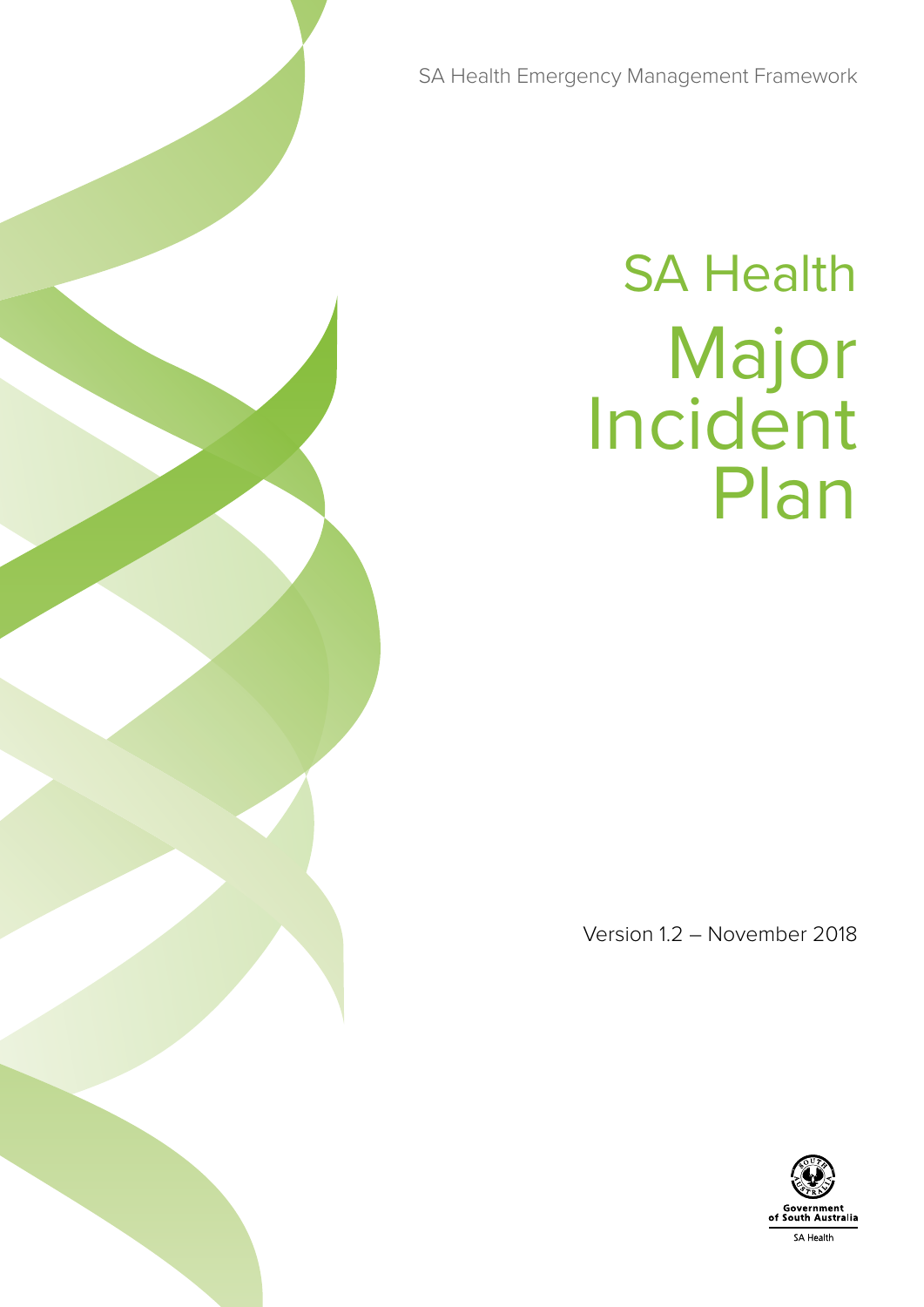SA Health Emergency Management Framework

# SA Health Major Incident Plan

Version 1.2 – November 2018

Government of South Australia

SA Health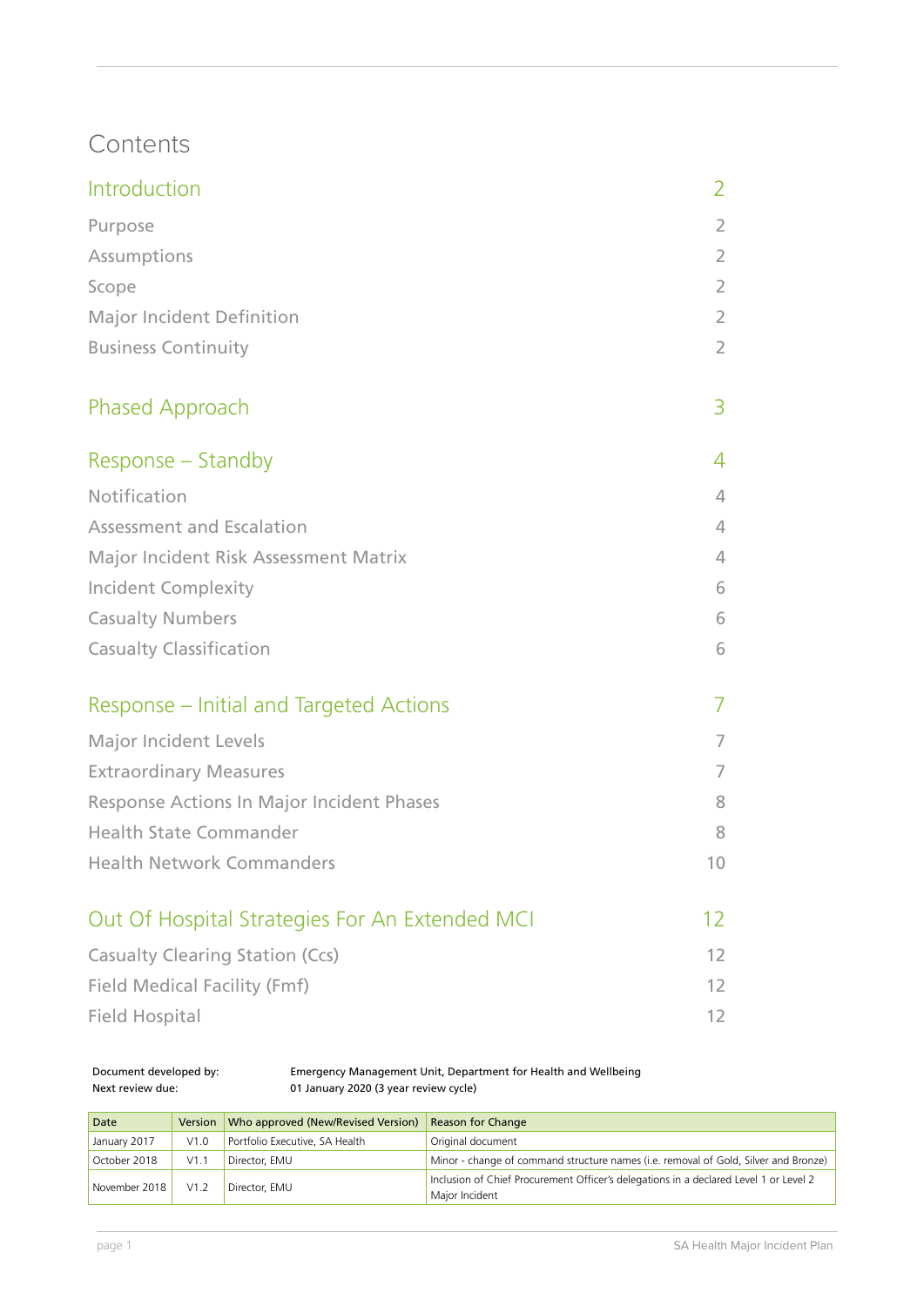# Contents

| | |
|---|---|
| **Introduction** | **2** |
| Purpose | 2 |
| Assumptions | 2 |
| Scope | 2 |
| Major Incident Definition | 2 |
| Business Continuity | 2 |
| **Phased Approach** | **3** |
| **Response – Standby** | **4** |
| Notification | 4 |
| Assessment and Escalation | 4 |
| Major Incident Risk Assessment Matrix | 4 |
| Incident Complexity | 6 |
| Casualty Numbers | 6 |
| Casualty Classification | 6 |
| **Response – Initial and Targeted Actions** | **7** |
| Major Incident Levels | 7 |
| Extraordinary Measures | 7 |
| Response Actions In Major Incident Phases | 8 |
| Health State Commander | 8 |
| Health Network Commanders | 10 |
| **Out Of Hospital Strategies For An Extended MCI** | **12** |
| Casualty Clearing Station (Ccs) | 12 |
| Field Medical Facility (Fmf) | 12 |
| Field Hospital | 12 |

Document developed by: Emergency Management Unit, Department for Health and Wellbeing

Next review due: 01 January 2020 (3 year review cycle)

| Date | Version | Who approved (New/Revised Version) | Reason for Change |
|---|---|---|---|
| January 2017 | V1.0 | Portfolio Executive, SA Health | Original document |
| October 2018 | V1.1 | Director, EMU | Minor - change of command structure names (i.e. removal of Gold, Silver and Bronze) |
| November 2018 | V1.2 | Director, EMU | Inclusion of Chief Procurement Officer's delegations in a declared Level 1 or Level 2 Major Incident |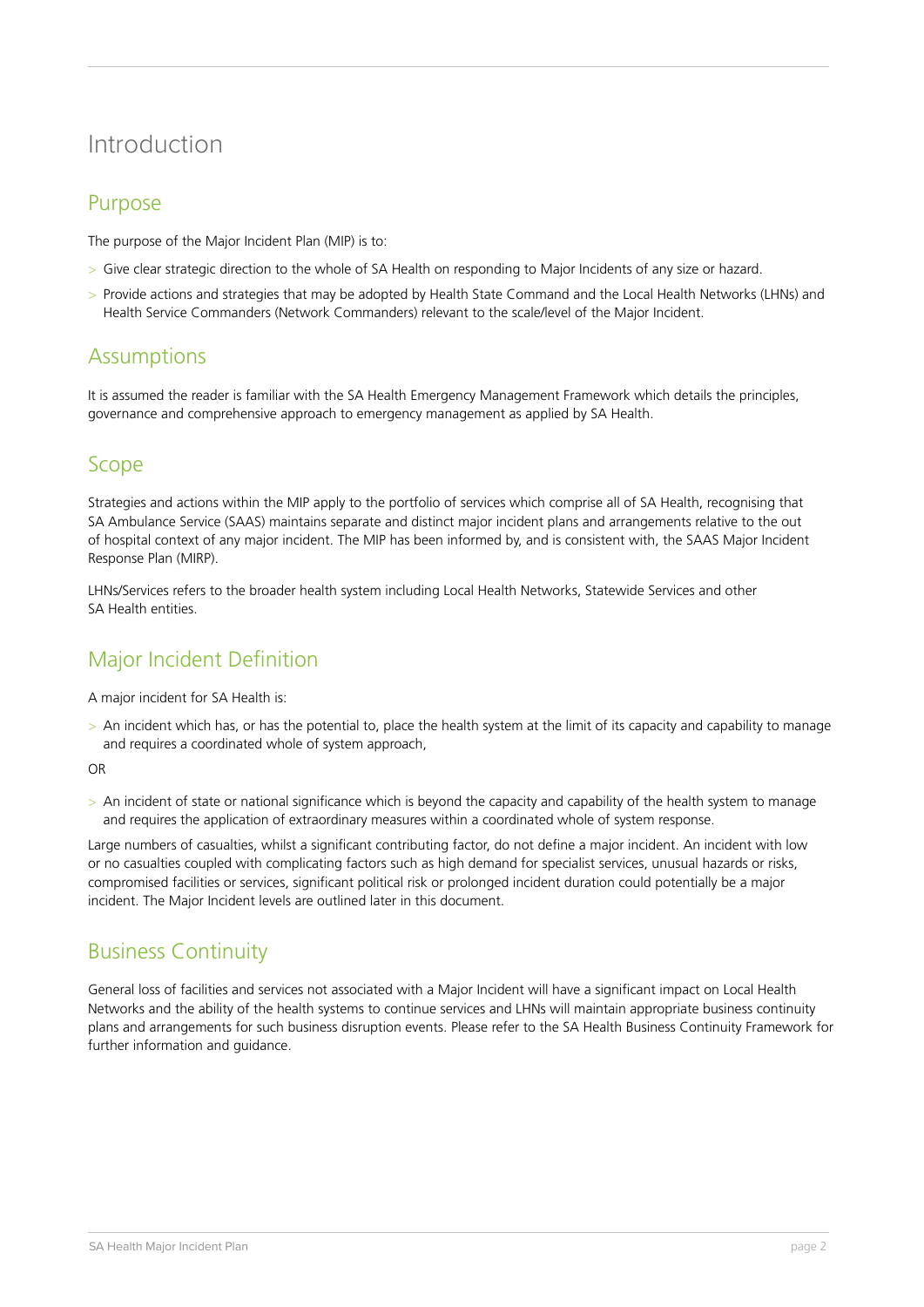# Introduction

## Purpose

The purpose of the Major Incident Plan (MIP) is to:

- Give clear strategic direction to the whole of SA Health on responding to Major Incidents of any size or hazard.
- Provide actions and strategies that may be adopted by Health State Command and the Local Health Networks (LHNs) and Health Service Commanders (Network Commanders) relevant to the scale/level of the Major Incident.

## Assumptions

It is assumed the reader is familiar with the SA Health Emergency Management Framework which details the principles, governance and comprehensive approach to emergency management as applied by SA Health.

## Scope

Strategies and actions within the MIP apply to the portfolio of services which comprise all of SA Health, recognising that SA Ambulance Service (SAAS) maintains separate and distinct major incident plans and arrangements relative to the out of hospital context of any major incident. The MIP has been informed by, and is consistent with, the SAAS Major Incident Response Plan (MIRP).

LHNs/Services refers to the broader health system including Local Health Networks, Statewide Services and other SA Health entities.

## Major Incident Definition

A major incident for SA Health is:

- An incident which has, or has the potential to, place the health system at the limit of its capacity and capability to manage and requires a coordinated whole of system approach,

OR

- An incident of state or national significance which is beyond the capacity and capability of the health system to manage and requires the application of extraordinary measures within a coordinated whole of system response.

Large numbers of casualties, whilst a significant contributing factor, do not define a major incident. An incident with low or no casualties coupled with complicating factors such as high demand for specialist services, unusual hazards or risks, compromised facilities or services, significant political risk or prolonged incident duration could potentially be a major incident. The Major Incident levels are outlined later in this document.

## Business Continuity

General loss of facilities and services not associated with a Major Incident will have a significant impact on Local Health Networks and the ability of the health systems to continue services and LHNs will maintain appropriate business continuity plans and arrangements for such business disruption events. Please refer to the SA Health Business Continuity Framework for further information and guidance.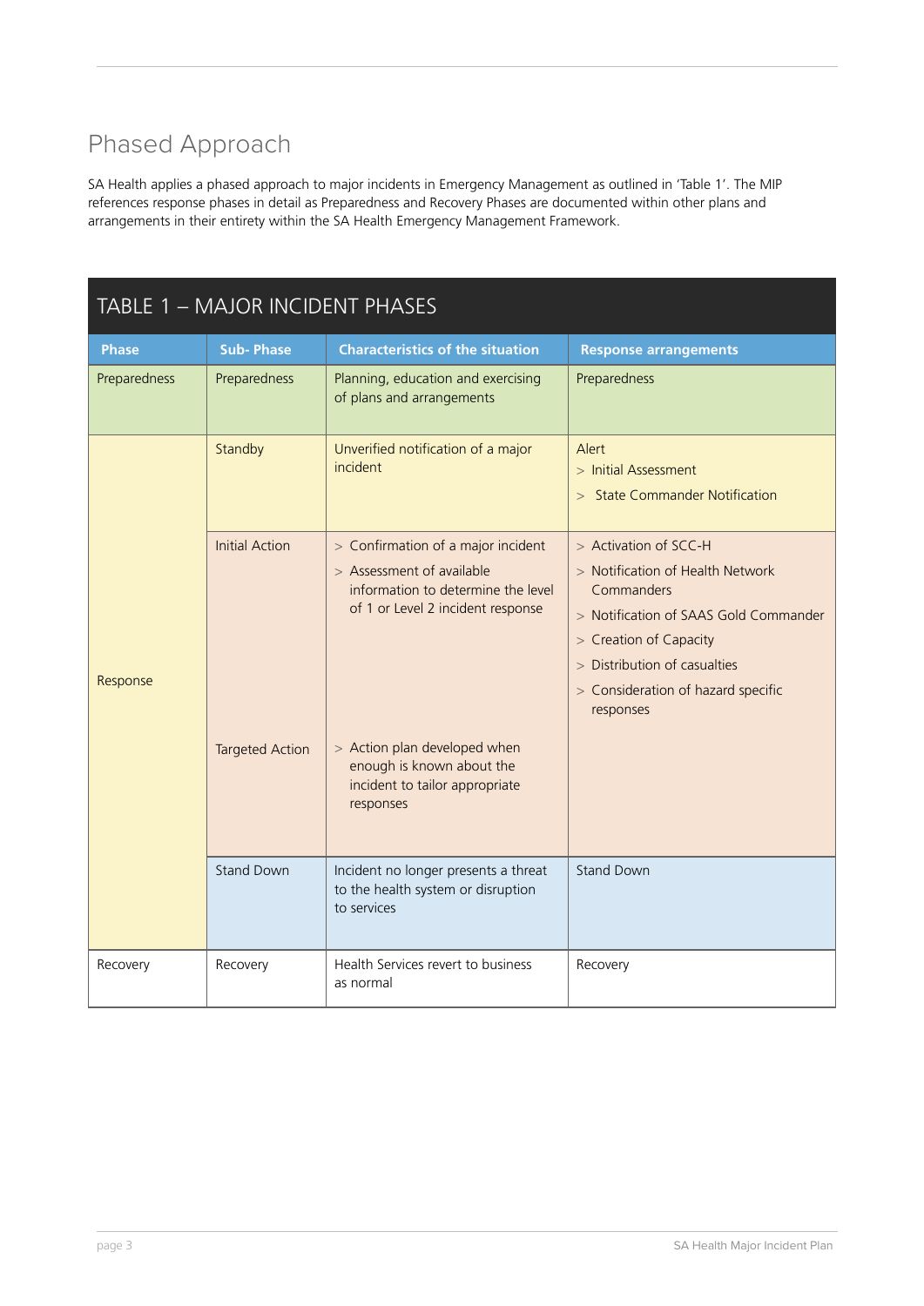## Phased Approach

SA Health applies a phased approach to major incidents in Emergency Management as outlined in 'Table 1'. The MIP references response phases in detail as Preparedness and Recovery Phases are documented within other plans and arrangements in their entirety within the SA Health Emergency Management Framework.

**TABLE 1 – MAJOR INCIDENT PHASES**

| Phase | Sub- Phase | Characteristics of the situation | Response arrangements |
|---|---|---|---|
| Preparedness | Preparedness | Planning, education and exercising of plans and arrangements | Preparedness |
| Response | Standby | Unverified notification of a major incident | Alert<br>> Initial Assessment<br>> State Commander Notification |
| | Initial Action | > Confirmation of a major incident<br>> Assessment of available information to determine the level of 1 or Level 2 incident response | > Activation of SCC-H<br>> Notification of Health Network Commanders<br>> Notification of SAAS Gold Commander<br>> Creation of Capacity<br>> Distribution of casualties<br>> Consideration of hazard specific responses |
| | Targeted Action | > Action plan developed when enough is known about the incident to tailor appropriate responses | |
| | Stand Down | Incident no longer presents a threat to the health system or disruption to services | Stand Down |
| Recovery | Recovery | Health Services revert to business as normal | Recovery |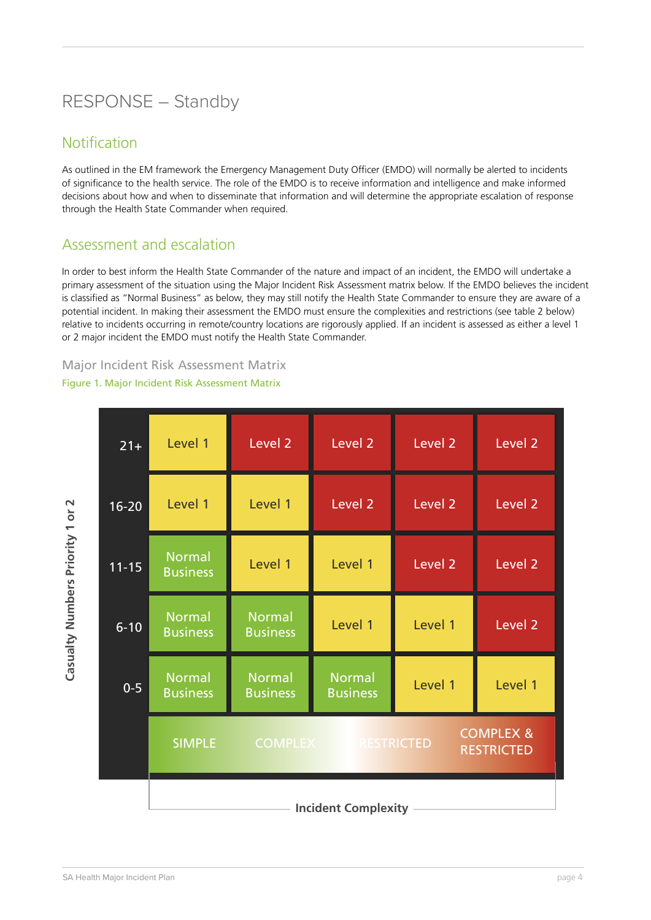# RESPONSE – Standby

## Notification

As outlined in the EM framework the Emergency Management Duty Officer (EMDO) will normally be alerted to incidents of significance to the health service. The role of the EMDO is to receive information and intelligence and make informed decisions about how and when to disseminate that information and will determine the appropriate escalation of response through the Health State Commander when required.

## Assessment and escalation

In order to best inform the Health State Commander of the nature and impact of an incident, the EMDO will undertake a primary assessment of the situation using the Major Incident Risk Assessment matrix below. If the EMDO believes the incident is classified as "Normal Business" as below, they may still notify the Health State Commander to ensure they are aware of a potential incident. In making their assessment the EMDO must ensure the complexities and restrictions (see table 2 below) relative to incidents occurring in remote/country locations are rigorously applied. If an incident is assessed as either a level 1 or 2 major incident the EMDO must notify the Health State Commander.

### Major Incident Risk Assessment Matrix

Figure 1. Major Incident Risk Assessment Matrix

| Casualty Numbers Priority 1 or 2 | SIMPLE | COMPLEX | | RESTRICTED | COMPLEX & RESTRICTED |
|---|---|---|---|---|---|
| 21+ | Level 1 | Level 2 | Level 2 | Level 2 | Level 2 |
| 16-20 | Level 1 | Level 1 | Level 2 | Level 2 | Level 2 |
| 11-15 | Normal Business | Level 1 | Level 1 | Level 2 | Level 2 |
| 6-10 | Normal Business | Normal Business | Level 1 | Level 1 | Level 2 |
| 0-5 | Normal Business | Normal Business | Normal Business | Level 1 | Level 1 |

Incident Complexity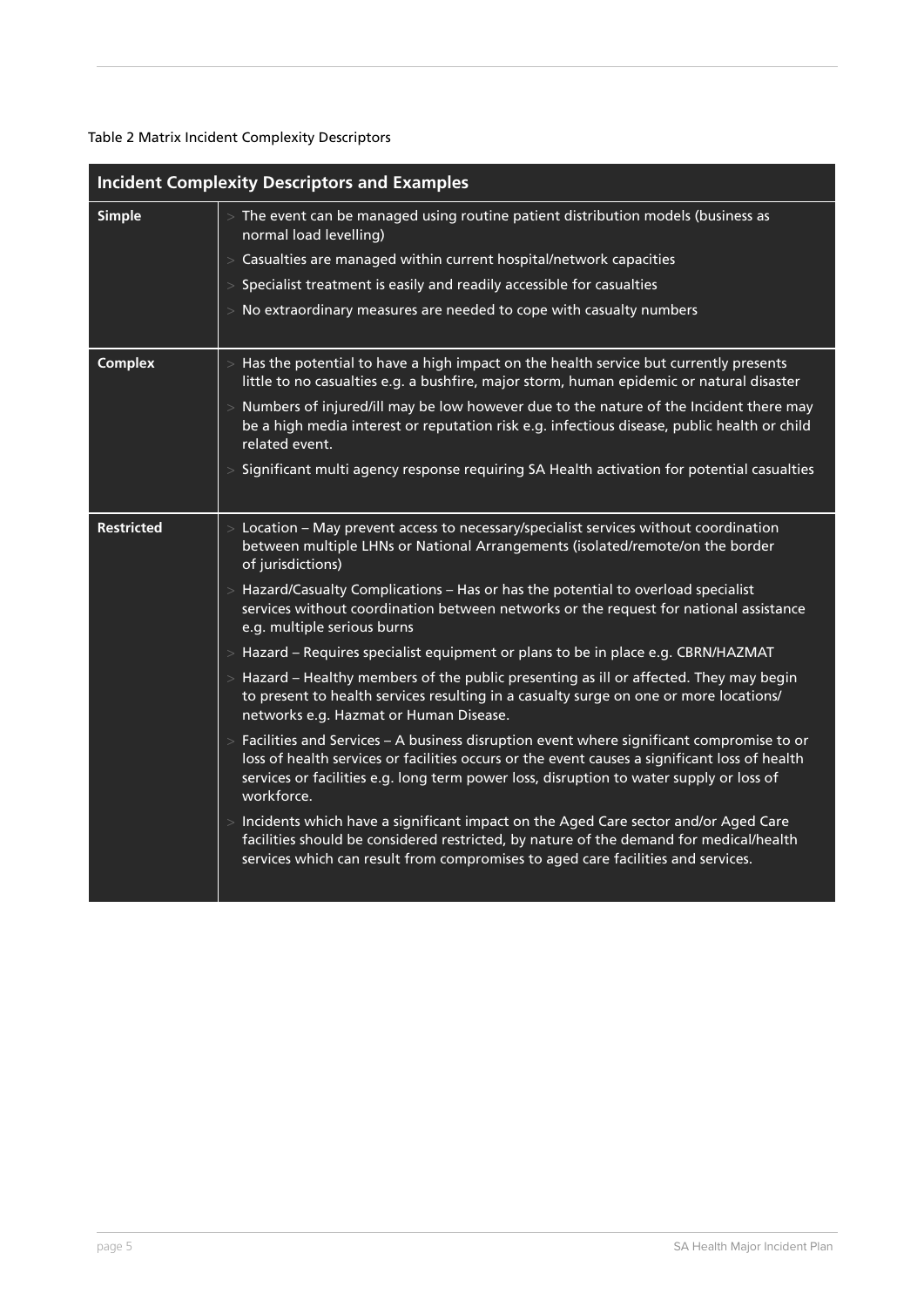Table 2 Matrix Incident Complexity Descriptors

| Incident Complexity Descriptors and Examples | |
|---|---|
| **Simple** | > The event can be managed using routine patient distribution models (business as normal load levelling)<br>> Casualties are managed within current hospital/network capacities<br>> Specialist treatment is easily and readily accessible for casualties<br>> No extraordinary measures are needed to cope with casualty numbers |
| **Complex** | > Has the potential to have a high impact on the health service but currently presents little to no casualties e.g. a bushfire, major storm, human epidemic or natural disaster<br>> Numbers of injured/ill may be low however due to the nature of the Incident there may be a high media interest or reputation risk e.g. infectious disease, public health or child related event.<br>> Significant multi agency response requiring SA Health activation for potential casualties |
| **Restricted** | > Location – May prevent access to necessary/specialist services without coordination between multiple LHNs or National Arrangements (isolated/remote/on the border of jurisdictions)<br>> Hazard/Casualty Complications – Has or has the potential to overload specialist services without coordination between networks or the request for national assistance e.g. multiple serious burns<br>> Hazard – Requires specialist equipment or plans to be in place e.g. CBRN/HAZMAT<br>> Hazard – Healthy members of the public presenting as ill or affected. They may begin to present to health services resulting in a casualty surge on one or more locations/networks e.g. Hazmat or Human Disease.<br>> Facilities and Services – A business disruption event where significant compromise to or loss of health services or facilities occurs or the event causes a significant loss of health services or facilities e.g. long term power loss, disruption to water supply or loss of workforce.<br>> Incidents which have a significant impact on the Aged Care sector and/or Aged Care facilities should be considered restricted, by nature of the demand for medical/health services which can result from compromises to aged care facilities and services. |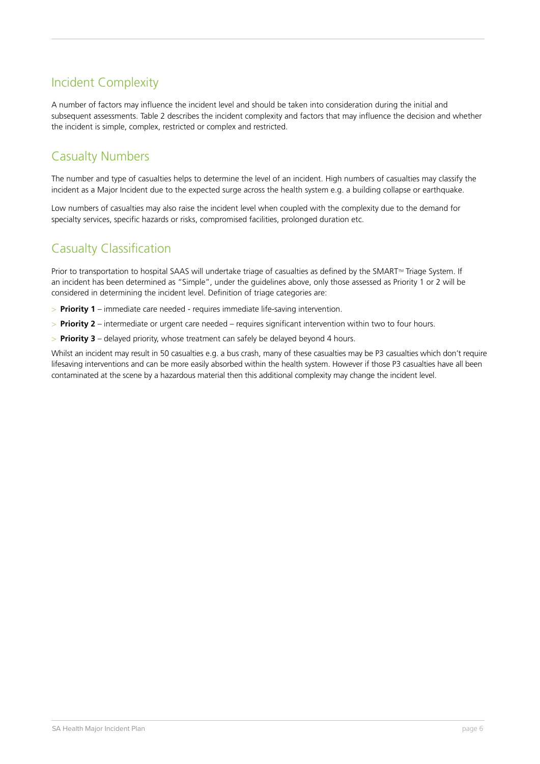## Incident Complexity

A number of factors may influence the incident level and should be taken into consideration during the initial and subsequent assessments. Table 2 describes the incident complexity and factors that may influence the decision and whether the incident is simple, complex, restricted or complex and restricted.

## Casualty Numbers

The number and type of casualties helps to determine the level of an incident. High numbers of casualties may classify the incident as a Major Incident due to the expected surge across the health system e.g. a building collapse or earthquake.

Low numbers of casualties may also raise the incident level when coupled with the complexity due to the demand for specialty services, specific hazards or risks, compromised facilities, prolonged duration etc.

## Casualty Classification

Prior to transportation to hospital SAAS will undertake triage of casualties as defined by the SMART™ Triage System. If an incident has been determined as "Simple", under the guidelines above, only those assessed as Priority 1 or 2 will be considered in determining the incident level. Definition of triage categories are:

- **Priority 1** – immediate care needed - requires immediate life-saving intervention.
- **Priority 2** – intermediate or urgent care needed – requires significant intervention within two to four hours.
- **Priority 3** – delayed priority, whose treatment can safely be delayed beyond 4 hours.

Whilst an incident may result in 50 casualties e.g. a bus crash, many of these casualties may be P3 casualties which don't require lifesaving interventions and can be more easily absorbed within the health system. However if those P3 casualties have all been contaminated at the scene by a hazardous material then this additional complexity may change the incident level.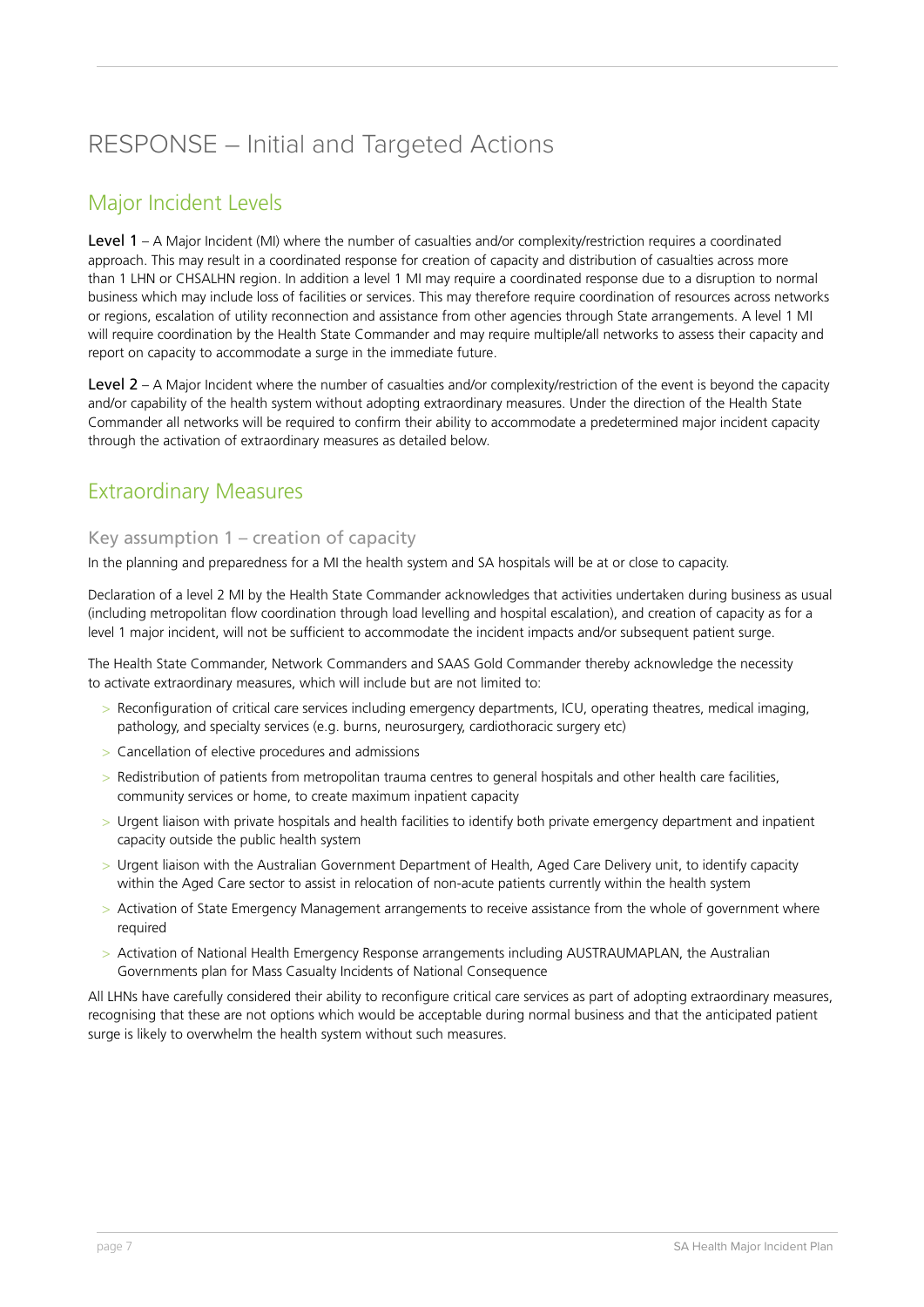# RESPONSE – Initial and Targeted Actions

## Major Incident Levels

**Level 1** – A Major Incident (MI) where the number of casualties and/or complexity/restriction requires a coordinated approach. This may result in a coordinated response for creation of capacity and distribution of casualties across more than 1 LHN or CHSALHN region. In addition a level 1 MI may require a coordinated response due to a disruption to normal business which may include loss of facilities or services. This may therefore require coordination of resources across networks or regions, escalation of utility reconnection and assistance from other agencies through State arrangements. A level 1 MI will require coordination by the Health State Commander and may require multiple/all networks to assess their capacity and report on capacity to accommodate a surge in the immediate future.

**Level 2** – A Major Incident where the number of casualties and/or complexity/restriction of the event is beyond the capacity and/or capability of the health system without adopting extraordinary measures. Under the direction of the Health State Commander all networks will be required to confirm their ability to accommodate a predetermined major incident capacity through the activation of extraordinary measures as detailed below.

## Extraordinary Measures

### Key assumption 1 – creation of capacity

In the planning and preparedness for a MI the health system and SA hospitals will be at or close to capacity.

Declaration of a level 2 MI by the Health State Commander acknowledges that activities undertaken during business as usual (including metropolitan flow coordination through load levelling and hospital escalation), and creation of capacity as for a level 1 major incident, will not be sufficient to accommodate the incident impacts and/or subsequent patient surge.

The Health State Commander, Network Commanders and SAAS Gold Commander thereby acknowledge the necessity to activate extraordinary measures, which will include but are not limited to:

- Reconfiguration of critical care services including emergency departments, ICU, operating theatres, medical imaging, pathology, and specialty services (e.g. burns, neurosurgery, cardiothoracic surgery etc)
- Cancellation of elective procedures and admissions
- Redistribution of patients from metropolitan trauma centres to general hospitals and other health care facilities, community services or home, to create maximum inpatient capacity
- Urgent liaison with private hospitals and health facilities to identify both private emergency department and inpatient capacity outside the public health system
- Urgent liaison with the Australian Government Department of Health, Aged Care Delivery unit, to identify capacity within the Aged Care sector to assist in relocation of non-acute patients currently within the health system
- Activation of State Emergency Management arrangements to receive assistance from the whole of government where required
- Activation of National Health Emergency Response arrangements including AUSTRAUMAPLAN, the Australian Governments plan for Mass Casualty Incidents of National Consequence

All LHNs have carefully considered their ability to reconfigure critical care services as part of adopting extraordinary measures, recognising that these are not options which would be acceptable during normal business and that the anticipated patient surge is likely to overwhelm the health system without such measures.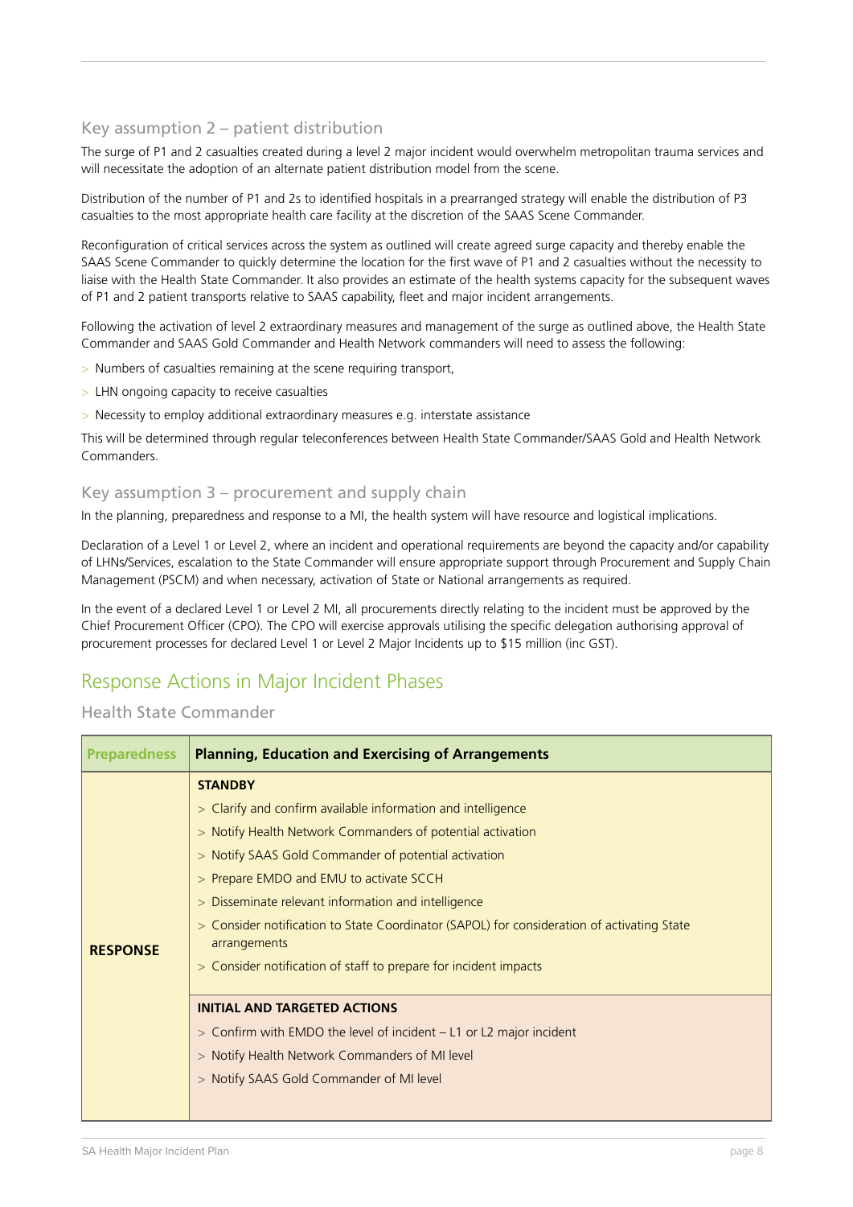### Key assumption 2 – patient distribution

The surge of P1 and 2 casualties created during a level 2 major incident would overwhelm metropolitan trauma services and will necessitate the adoption of an alternate patient distribution model from the scene.

Distribution of the number of P1 and 2s to identified hospitals in a prearranged strategy will enable the distribution of P3 casualties to the most appropriate health care facility at the discretion of the SAAS Scene Commander.

Reconfiguration of critical services across the system as outlined will create agreed surge capacity and thereby enable the SAAS Scene Commander to quickly determine the location for the first wave of P1 and 2 casualties without the necessity to liaise with the Health State Commander. It also provides an estimate of the health systems capacity for the subsequent waves of P1 and 2 patient transports relative to SAAS capability, fleet and major incident arrangements.

Following the activation of level 2 extraordinary measures and management of the surge as outlined above, the Health State Commander and SAAS Gold Commander and Health Network commanders will need to assess the following:

- Numbers of casualties remaining at the scene requiring transport,
- LHN ongoing capacity to receive casualties
- Necessity to employ additional extraordinary measures e.g. interstate assistance

This will be determined through regular teleconferences between Health State Commander/SAAS Gold and Health Network Commanders.

### Key assumption 3 – procurement and supply chain

In the planning, preparedness and response to a MI, the health system will have resource and logistical implications.

Declaration of a Level 1 or Level 2, where an incident and operational requirements are beyond the capacity and/or capability of LHNs/Services, escalation to the State Commander will ensure appropriate support through Procurement and Supply Chain Management (PSCM) and when necessary, activation of State or National arrangements as required.

In the event of a declared Level 1 or Level 2 MI, all procurements directly relating to the incident must be approved by the Chief Procurement Officer (CPO). The CPO will exercise approvals utilising the specific delegation authorising approval of procurement processes for declared Level 1 or Level 2 Major Incidents up to $15 million (inc GST).

## Response Actions in Major Incident Phases

### Health State Commander

| Preparedness | Planning, Education and Exercising of Arrangements |
|---|---|
| **RESPONSE** | **STANDBY**<br>> Clarify and confirm available information and intelligence<br>> Notify Health Network Commanders of potential activation<br>> Notify SAAS Gold Commander of potential activation<br>> Prepare EMDO and EMU to activate SCCH<br>> Disseminate relevant information and intelligence<br>> Consider notification to State Coordinator (SAPOL) for consideration of activating State arrangements<br>> Consider notification of staff to prepare for incident impacts |
| | **INITIAL AND TARGETED ACTIONS**<br>> Confirm with EMDO the level of incident – L1 or L2 major incident<br>> Notify Health Network Commanders of MI level<br>> Notify SAAS Gold Commander of MI level |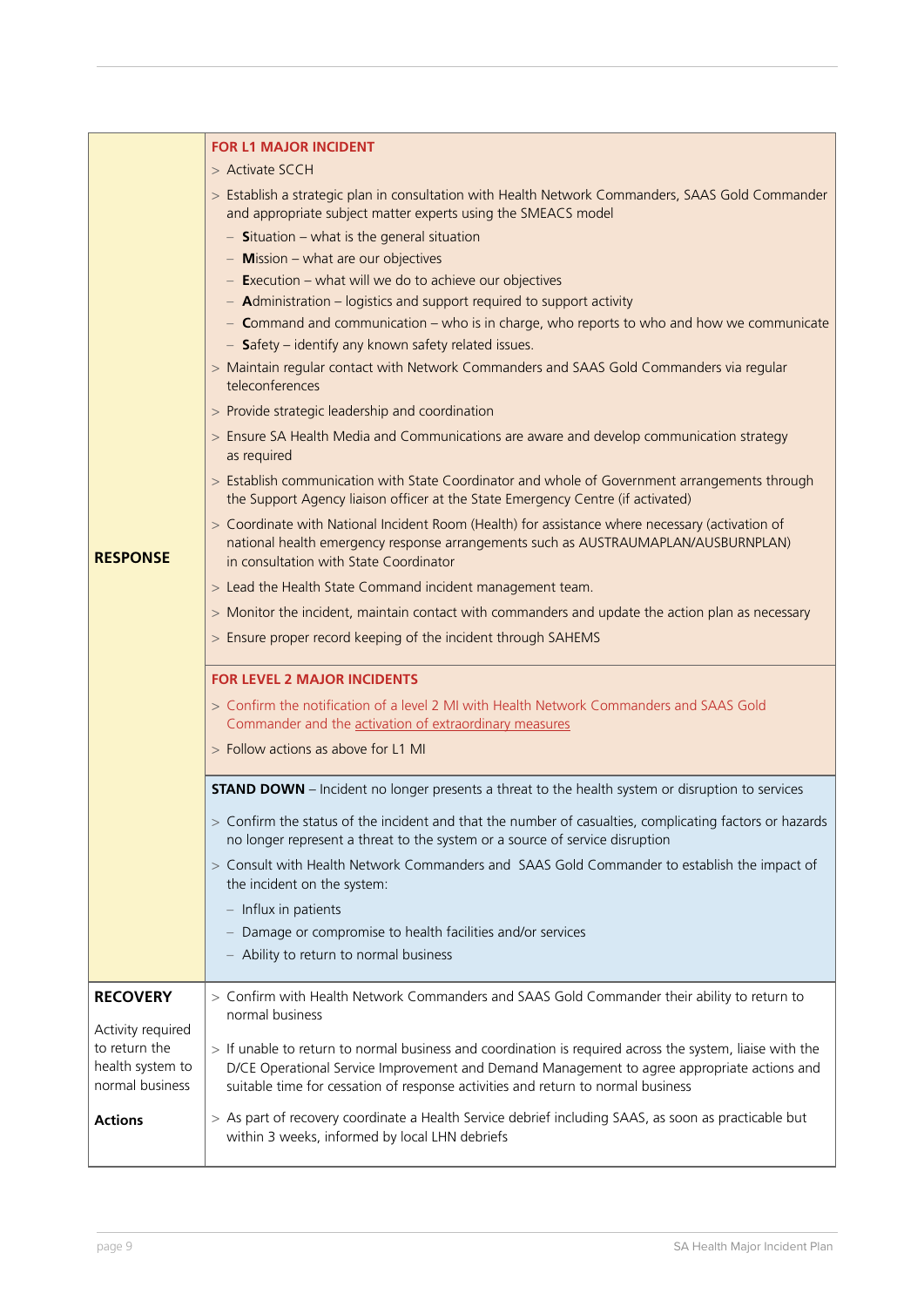| | |
|---|---|
| **RESPONSE** | **FOR L1 MAJOR INCIDENT**<br>> Activate SCCH<br>> Establish a strategic plan in consultation with Health Network Commanders, SAAS Gold Commander and appropriate subject matter experts using the SMEACS model<br>– **S**ituation – what is the general situation<br>– **M**ission – what are our objectives<br>– **E**xecution – what will we do to achieve our objectives<br>– **A**dministration – logistics and support required to support activity<br>– **C**ommand and communication – who is in charge, who reports to who and how we communicate<br>– **S**afety – identify any known safety related issues.<br>> Maintain regular contact with Network Commanders and SAAS Gold Commanders via regular teleconferences<br>> Provide strategic leadership and coordination<br>> Ensure SA Health Media and Communications are aware and develop communication strategy as required<br>> Establish communication with State Coordinator and whole of Government arrangements through the Support Agency liaison officer at the State Emergency Centre (if activated)<br>> Coordinate with National Incident Room (Health) for assistance where necessary (activation of national health emergency response arrangements such as AUSTRAUMAPLAN/AUSBURNPLAN) in consultation with State Coordinator<br>> Lead the Health State Command incident management team.<br>> Monitor the incident, maintain contact with commanders and update the action plan as necessary<br>> Ensure proper record keeping of the incident through SAHEMS |
| | **FOR LEVEL 2 MAJOR INCIDENTS**<br>> Confirm the notification of a level 2 MI with Health Network Commanders and SAAS Gold Commander and the activation of extraordinary measures<br>> Follow actions as above for L1 MI |
| | **STAND DOWN** – Incident no longer presents a threat to the health system or disruption to services<br>> Confirm the status of the incident and that the number of casualties, complicating factors or hazards no longer represent a threat to the system or a source of service disruption<br>> Consult with Health Network Commanders and SAAS Gold Commander to establish the impact of the incident on the system:<br>– Influx in patients<br>– Damage or compromise to health facilities and/or services<br>– Ability to return to normal business |
| **RECOVERY**<br>Activity required to return the health system to normal business<br><br>**Actions** | > Confirm with Health Network Commanders and SAAS Gold Commander their ability to return to normal business<br>> If unable to return to normal business and coordination is required across the system, liaise with the D/CE Operational Service Improvement and Demand Management to agree appropriate actions and suitable time for cessation of response activities and return to normal business<br>> As part of recovery coordinate a Health Service debrief including SAAS, as soon as practicable but within 3 weeks, informed by local LHN debriefs |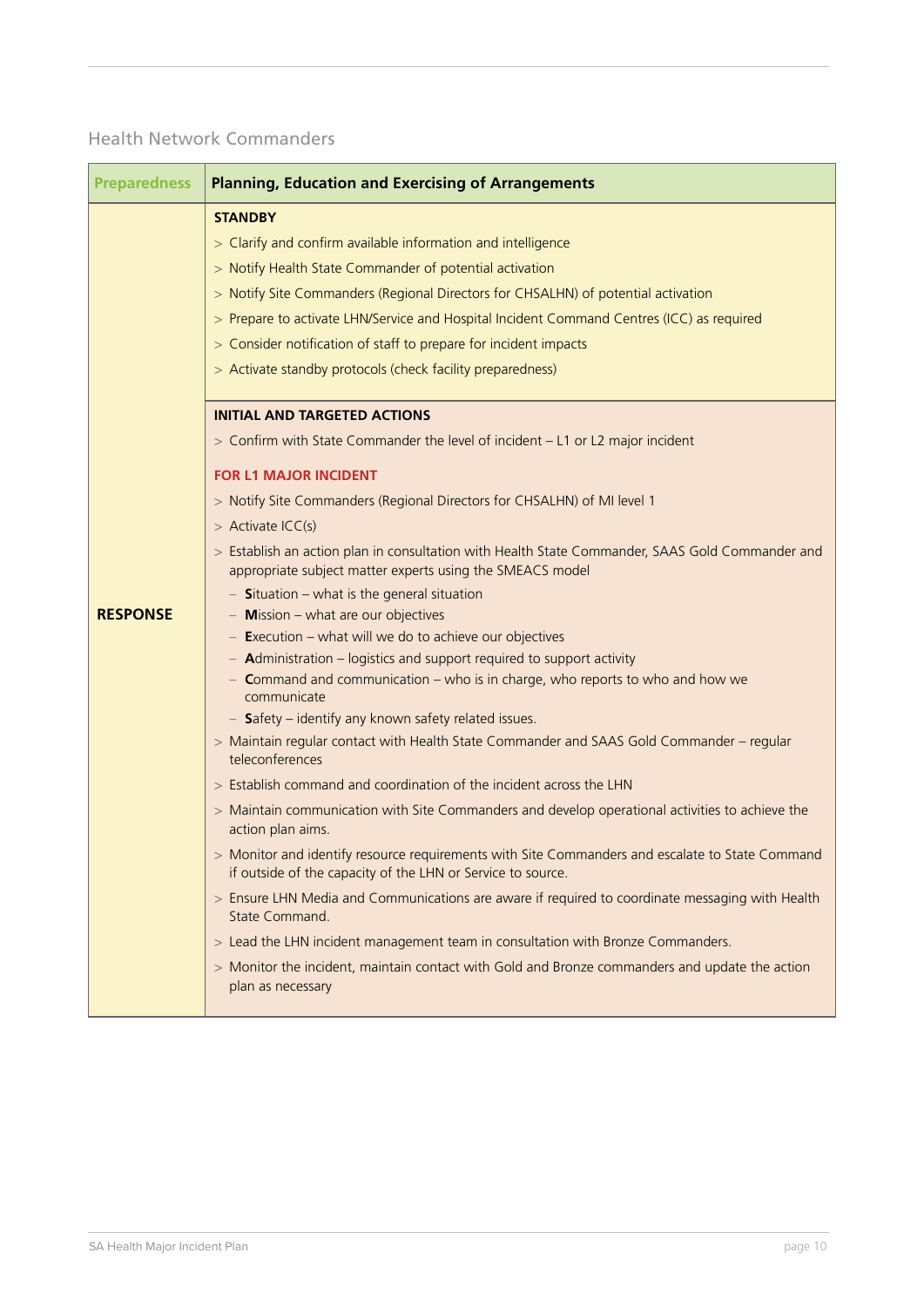## Health Network Commanders

| Preparedness | Planning, Education and Exercising of Arrangements |
|---|---|
| **RESPONSE** | **STANDBY**<br>> Clarify and confirm available information and intelligence<br>> Notify Health State Commander of potential activation<br>> Notify Site Commanders (Regional Directors for CHSALHN) of potential activation<br>> Prepare to activate LHN/Service and Hospital Incident Command Centres (ICC) as required<br>> Consider notification of staff to prepare for incident impacts<br>> Activate standby protocols (check facility preparedness) |
| | **INITIAL AND TARGETED ACTIONS**<br>> Confirm with State Commander the level of incident – L1 or L2 major incident<br><br>**FOR L1 MAJOR INCIDENT**<br>> Notify Site Commanders (Regional Directors for CHSALHN) of MI level 1<br>> Activate ICC(s)<br>> Establish an action plan in consultation with Health State Commander, SAAS Gold Commander and appropriate subject matter experts using the SMEACS model<br>– **S**ituation – what is the general situation<br>– **M**ission – what are our objectives<br>– **E**xecution – what will we do to achieve our objectives<br>– **A**dministration – logistics and support required to support activity<br>– **C**ommand and communication – who is in charge, who reports to who and how we communicate<br>– **S**afety – identify any known safety related issues.<br>> Maintain regular contact with Health State Commander and SAAS Gold Commander – regular teleconferences<br>> Establish command and coordination of the incident across the LHN<br>> Maintain communication with Site Commanders and develop operational activities to achieve the action plan aims.<br>> Monitor and identify resource requirements with Site Commanders and escalate to State Command if outside of the capacity of the LHN or Service to source.<br>> Ensure LHN Media and Communications are aware if required to coordinate messaging with Health State Command.<br>> Lead the LHN incident management team in consultation with Bronze Commanders.<br>> Monitor the incident, maintain contact with Gold and Bronze commanders and update the action plan as necessary |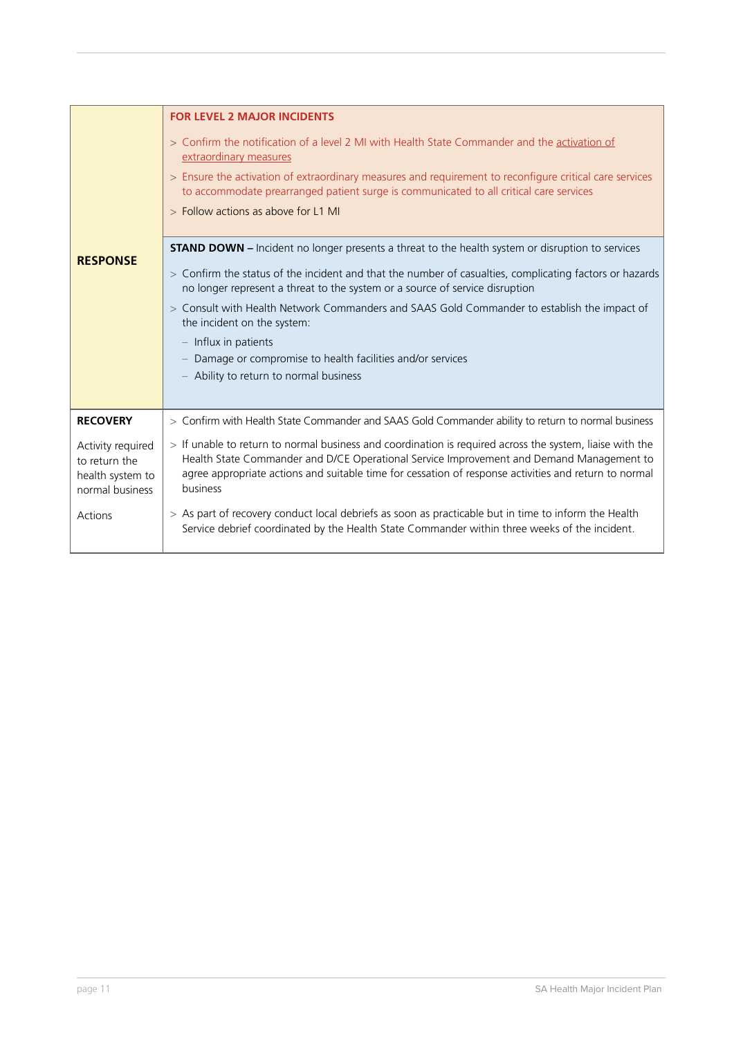| | |
|---|---|
| **RESPONSE** | **FOR LEVEL 2 MAJOR INCIDENTS**<br>> Confirm the notification of a level 2 MI with Health State Commander and the activation of extraordinary measures<br>> Ensure the activation of extraordinary measures and requirement to reconfigure critical care services to accommodate prearranged patient surge is communicated to all critical care services<br>> Follow actions as above for L1 MI |
| | **STAND DOWN –** Incident no longer presents a threat to the health system or disruption to services<br>> Confirm the status of the incident and that the number of casualties, complicating factors or hazards no longer represent a threat to the system or a source of service disruption<br>> Consult with Health Network Commanders and SAAS Gold Commander to establish the impact of the incident on the system:<br>– Influx in patients<br>– Damage or compromise to health facilities and/or services<br>– Ability to return to normal business |
| **RECOVERY**<br><br>Activity required to return the health system to normal business<br><br>Actions | > Confirm with Health State Commander and SAAS Gold Commander ability to return to normal business<br>> If unable to return to normal business and coordination is required across the system, liaise with the Health State Commander and D/CE Operational Service Improvement and Demand Management to agree appropriate actions and suitable time for cessation of response activities and return to normal business<br>> As part of recovery conduct local debriefs as soon as practicable but in time to inform the Health Service debrief coordinated by the Health State Commander within three weeks of the incident. |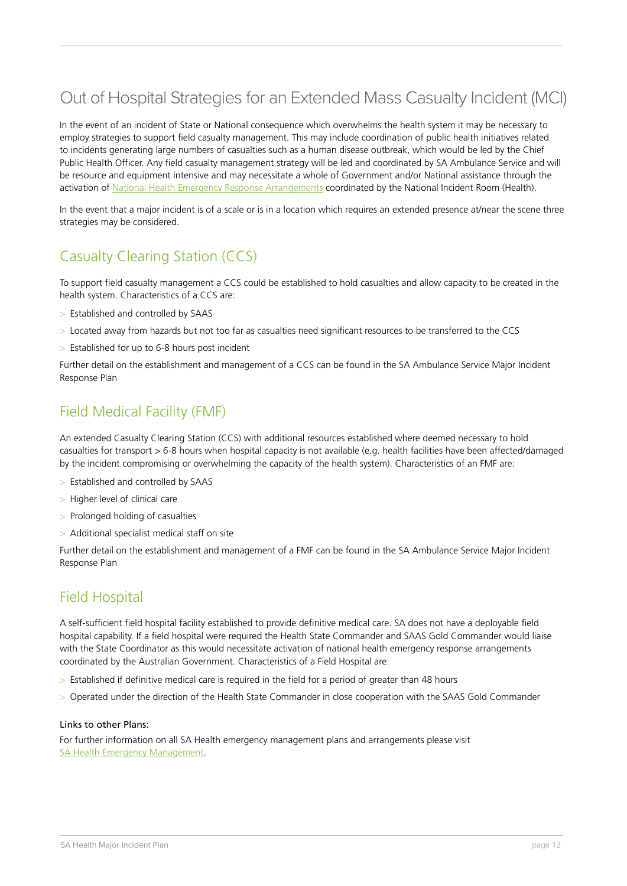## Out of Hospital Strategies for an Extended Mass Casualty Incident (MCI)

In the event of an incident of State or National consequence which overwhelms the health system it may be necessary to employ strategies to support field casualty management. This may include coordination of public health initiatives related to incidents generating large numbers of casualties such as a human disease outbreak, which would be led by the Chief Public Health Officer. Any field casualty management strategy will be led and coordinated by SA Ambulance Service and will be resource and equipment intensive and may necessitate a whole of Government and/or National assistance through the activation of National Health Emergency Response Arrangements coordinated by the National Incident Room (Health).

In the event that a major incident is of a scale or is in a location which requires an extended presence at/near the scene three strategies may be considered.

### Casualty Clearing Station (CCS)

To support field casualty management a CCS could be established to hold casualties and allow capacity to be created in the health system. Characteristics of a CCS are:

- Established and controlled by SAAS
- Located away from hazards but not too far as casualties need significant resources to be transferred to the CCS
- Established for up to 6-8 hours post incident

Further detail on the establishment and management of a CCS can be found in the SA Ambulance Service Major Incident Response Plan

### Field Medical Facility (FMF)

An extended Casualty Clearing Station (CCS) with additional resources established where deemed necessary to hold casualties for transport > 6-8 hours when hospital capacity is not available (e.g. health facilities have been affected/damaged by the incident compromising or overwhelming the capacity of the health system). Characteristics of an FMF are:

- Established and controlled by SAAS
- Higher level of clinical care
- Prolonged holding of casualties
- Additional specialist medical staff on site

Further detail on the establishment and management of a FMF can be found in the SA Ambulance Service Major Incident Response Plan

### Field Hospital

A self-sufficient field hospital facility established to provide definitive medical care. SA does not have a deployable field hospital capability. If a field hospital were required the Health State Commander and SAAS Gold Commander would liaise with the State Coordinator as this would necessitate activation of national health emergency response arrangements coordinated by the Australian Government. Characteristics of a Field Hospital are:

- Established if definitive medical care is required in the field for a period of greater than 48 hours
- Operated under the direction of the Health State Commander in close cooperation with the SAAS Gold Commander

**Links to other Plans:**

For further information on all SA Health emergency management plans and arrangements please visit SA Health Emergency Management.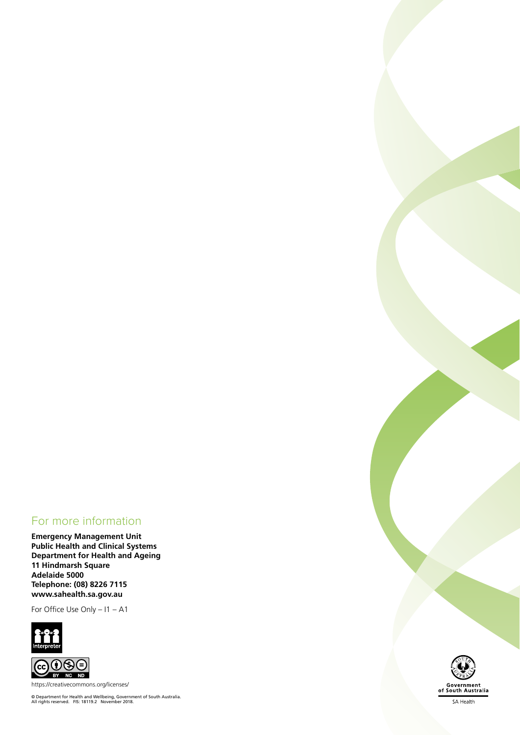## For more information

**Emergency Management Unit**
**Public Health and Clinical Systems**
**Department for Health and Ageing**
**11 Hindmarsh Square**
**Adelaide 5000**
**Telephone: (08) 8226 7115**
**www.sahealth.sa.gov.au**

For Office Use Only – I1 – A1

Interpreter

BY NC ND

https://creativecommons.org/licenses/

© Department for Health and Wellbeing, Government of South Australia.
All rights reserved. FIS: 18119.2 November 2018.

Government of South Australia

SA Health